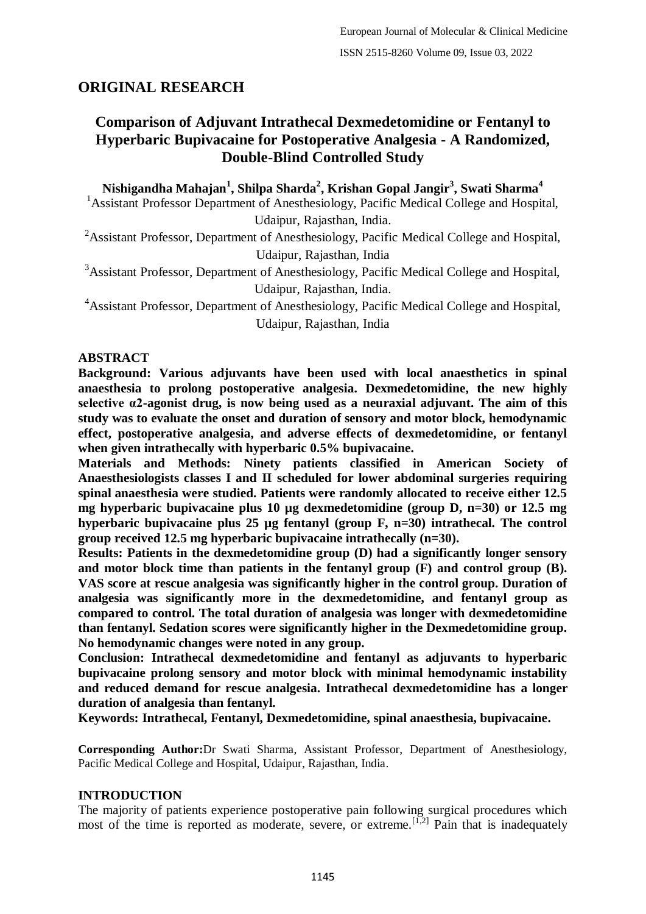## ORIGINAL RESEARCH

# Comparison of Adjuvant Intrathecal Dexmedetomidine or Fentanyl to Hyperbaric Bupivacaine for Postoperative Analgesia - A Randomized, Double-Blind Controlled Study

**Nishigandha Mahajan[1], Shilpa Sharda[2], Krishan Gopal Jangir[3], Swati Sharma[4]**

[1]Assistant Professor Department of Anesthesiology, Pacific Medical College and Hospital, Udaipur, Rajasthan, India.

[2]Assistant Professor, Department of Anesthesiology, Pacific Medical College and Hospital, Udaipur, Rajasthan, India

[3]Assistant Professor, Department of Anesthesiology, Pacific Medical College and Hospital, Udaipur, Rajasthan, India.

[4]Assistant Professor, Department of Anesthesiology, Pacific Medical College and Hospital, Udaipur, Rajasthan, India

## ABSTRACT

**Background: Various adjuvants have been used with local anaesthetics in spinal anaesthesia to prolong postoperative analgesia. Dexmedetomidine, the new highly selective α2-agonist drug, is now being used as a neuraxial adjuvant. The aim of this study was to evaluate the onset and duration of sensory and motor block, hemodynamic effect, postoperative analgesia, and adverse effects of dexmedetomidine, or fentanyl when given intrathecally with hyperbaric 0.5% bupivacaine.**

**Materials and Methods: Ninety patients classified in American Society of Anaesthesiologists classes I and II scheduled for lower abdominal surgeries requiring spinal anaesthesia were studied. Patients were randomly allocated to receive either 12.5 mg hyperbaric bupivacaine plus 10 µg dexmedetomidine (group D, n=30) or 12.5 mg hyperbaric bupivacaine plus 25 µg fentanyl (group F, n=30) intrathecal. The control group received 12.5 mg hyperbaric bupivacaine intrathecally (n=30).**

**Results: Patients in the dexmedetomidine group (D) had a significantly longer sensory and motor block time than patients in the fentanyl group (F) and control group (B). VAS score at rescue analgesia was significantly higher in the control group. Duration of analgesia was significantly more in the dexmedetomidine, and fentanyl group as compared to control. The total duration of analgesia was longer with dexmedetomidine than fentanyl. Sedation scores were significantly higher in the Dexmedetomidine group. No hemodynamic changes were noted in any group.**

**Conclusion: Intrathecal dexmedetomidine and fentanyl as adjuvants to hyperbaric bupivacaine prolong sensory and motor block with minimal hemodynamic instability and reduced demand for rescue analgesia. Intrathecal dexmedetomidine has a longer duration of analgesia than fentanyl.**

**Keywords: Intrathecal, Fentanyl, Dexmedetomidine, spinal anaesthesia, bupivacaine.**

**Corresponding Author:** Dr Swati Sharma, Assistant Professor, Department of Anesthesiology, Pacific Medical College and Hospital, Udaipur, Rajasthan, India.

## INTRODUCTION

The majority of patients experience postoperative pain following surgical procedures which most of the time is reported as moderate, severe, or extreme.[1,2] Pain that is inadequately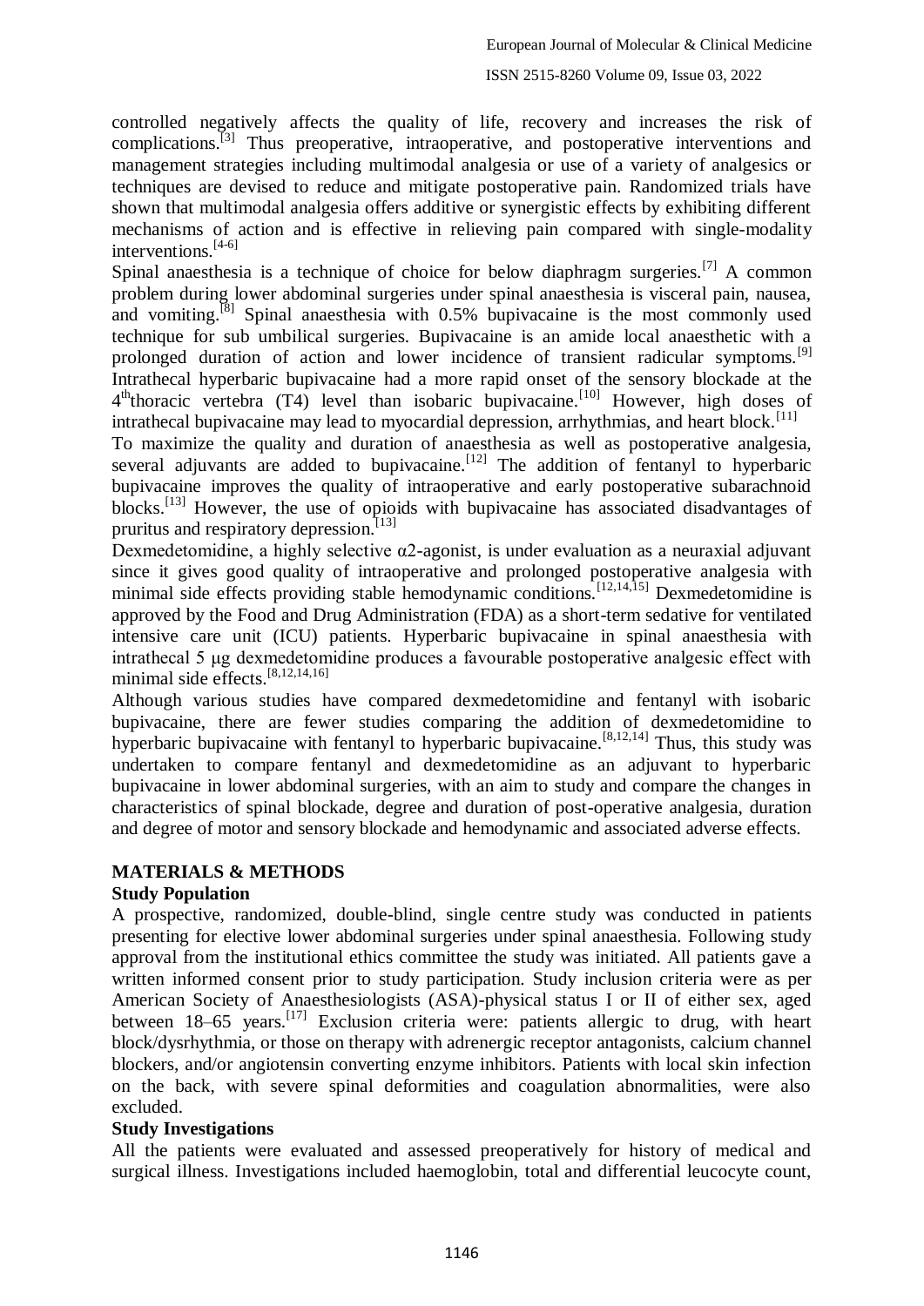controlled negatively affects the quality of life, recovery and increases the risk of complications.[3] Thus preoperative, intraoperative, and postoperative interventions and management strategies including multimodal analgesia or use of a variety of analgesics or techniques are devised to reduce and mitigate postoperative pain. Randomized trials have shown that multimodal analgesia offers additive or synergistic effects by exhibiting different mechanisms of action and is effective in relieving pain compared with single-modality interventions.[4-6]

Spinal anaesthesia is a technique of choice for below diaphragm surgeries.[7] A common problem during lower abdominal surgeries under spinal anaesthesia is visceral pain, nausea, and vomiting.[8] Spinal anaesthesia with 0.5% bupivacaine is the most commonly used technique for sub umbilical surgeries. Bupivacaine is an amide local anaesthetic with a prolonged duration of action and lower incidence of transient radicular symptoms.[9] Intrathecal hyperbaric bupivacaine had a more rapid onset of the sensory blockade at the 4$^{th}$thoracic vertebra (T4) level than isobaric bupivacaine.[10] However, high doses of intrathecal bupivacaine may lead to myocardial depression, arrhythmias, and heart block.[11]

To maximize the quality and duration of anaesthesia as well as postoperative analgesia, several adjuvants are added to bupivacaine.[12] The addition of fentanyl to hyperbaric bupivacaine improves the quality of intraoperative and early postoperative subarachnoid blocks.[13] However, the use of opioids with bupivacaine has associated disadvantages of pruritus and respiratory depression.[13]

Dexmedetomidine, a highly selective α2-agonist, is under evaluation as a neuraxial adjuvant since it gives good quality of intraoperative and prolonged postoperative analgesia with minimal side effects providing stable hemodynamic conditions.[12,14,15] Dexmedetomidine is approved by the Food and Drug Administration (FDA) as a short-term sedative for ventilated intensive care unit (ICU) patients. Hyperbaric bupivacaine in spinal anaesthesia with intrathecal 5 µg dexmedetomidine produces a favourable postoperative analgesic effect with minimal side effects.[8,12,14,16]

Although various studies have compared dexmedetomidine and fentanyl with isobaric bupivacaine, there are fewer studies comparing the addition of dexmedetomidine to hyperbaric bupivacaine with fentanyl to hyperbaric bupivacaine.[8,12,14] Thus, this study was undertaken to compare fentanyl and dexmedetomidine as an adjuvant to hyperbaric bupivacaine in lower abdominal surgeries, with an aim to study and compare the changes in characteristics of spinal blockade, degree and duration of post-operative analgesia, duration and degree of motor and sensory blockade and hemodynamic and associated adverse effects.

## MATERIALS & METHODS

### Study Population

A prospective, randomized, double-blind, single centre study was conducted in patients presenting for elective lower abdominal surgeries under spinal anaesthesia. Following study approval from the institutional ethics committee the study was initiated. All patients gave a written informed consent prior to study participation. Study inclusion criteria were as per American Society of Anaesthesiologists (ASA)-physical status I or II of either sex, aged between 18–65 years.[17] Exclusion criteria were: patients allergic to drug, with heart block/dysrhythmia, or those on therapy with adrenergic receptor antagonists, calcium channel blockers, and/or angiotensin converting enzyme inhibitors. Patients with local skin infection on the back, with severe spinal deformities and coagulation abnormalities, were also excluded.

### Study Investigations

All the patients were evaluated and assessed preoperatively for history of medical and surgical illness. Investigations included haemoglobin, total and differential leucocyte count,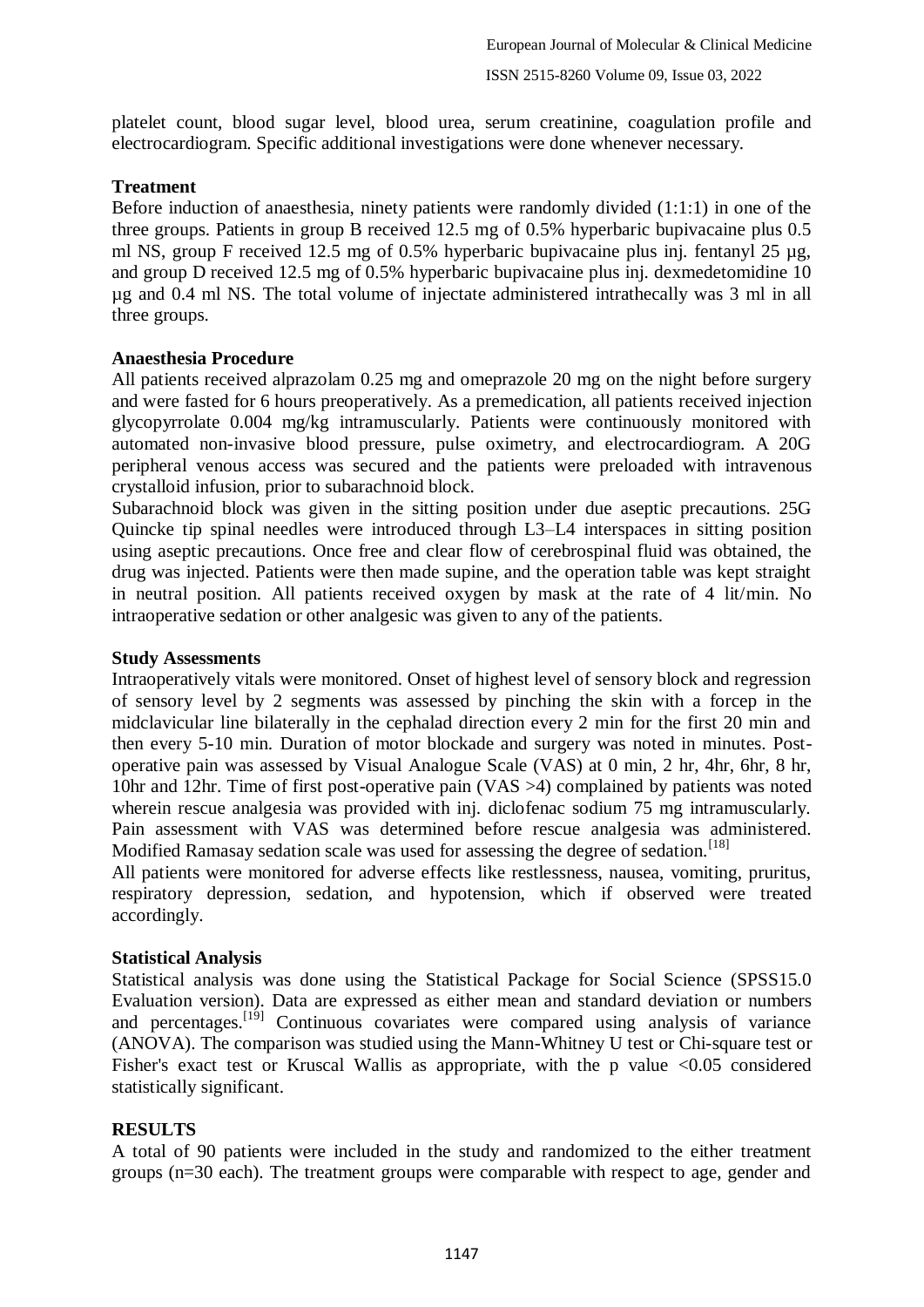platelet count, blood sugar level, blood urea, serum creatinine, coagulation profile and electrocardiogram. Specific additional investigations were done whenever necessary.

**Treatment**

Before induction of anaesthesia, ninety patients were randomly divided (1:1:1) in one of the three groups. Patients in group B received 12.5 mg of 0.5% hyperbaric bupivacaine plus 0.5 ml NS, group F received 12.5 mg of 0.5% hyperbaric bupivacaine plus inj. fentanyl 25 µg, and group D received 12.5 mg of 0.5% hyperbaric bupivacaine plus inj. dexmedetomidine 10 µg and 0.4 ml NS. The total volume of injectate administered intrathecally was 3 ml in all three groups.

**Anaesthesia Procedure**

All patients received alprazolam 0.25 mg and omeprazole 20 mg on the night before surgery and were fasted for 6 hours preoperatively. As a premedication, all patients received injection glycopyrrolate 0.004 mg/kg intramuscularly. Patients were continuously monitored with automated non-invasive blood pressure, pulse oximetry, and electrocardiogram. A 20G peripheral venous access was secured and the patients were preloaded with intravenous crystalloid infusion, prior to subarachnoid block.

Subarachnoid block was given in the sitting position under due aseptic precautions. 25G Quincke tip spinal needles were introduced through L3–L4 interspaces in sitting position using aseptic precautions. Once free and clear flow of cerebrospinal fluid was obtained, the drug was injected. Patients were then made supine, and the operation table was kept straight in neutral position. All patients received oxygen by mask at the rate of 4 lit/min. No intraoperative sedation or other analgesic was given to any of the patients.

**Study Assessments**

Intraoperatively vitals were monitored. Onset of highest level of sensory block and regression of sensory level by 2 segments was assessed by pinching the skin with a forcep in the midclavicular line bilaterally in the cephalad direction every 2 min for the first 20 min and then every 5-10 min. Duration of motor blockade and surgery was noted in minutes. Post-operative pain was assessed by Visual Analogue Scale (VAS) at 0 min, 2 hr, 4hr, 6hr, 8 hr, 10hr and 12hr. Time of first post-operative pain (VAS >4) complained by patients was noted wherein rescue analgesia was provided with inj. diclofenac sodium 75 mg intramuscularly. Pain assessment with VAS was determined before rescue analgesia was administered. Modified Ramasay sedation scale was used for assessing the degree of sedation.[18]

All patients were monitored for adverse effects like restlessness, nausea, vomiting, pruritus, respiratory depression, sedation, and hypotension, which if observed were treated accordingly.

**Statistical Analysis**

Statistical analysis was done using the Statistical Package for Social Science (SPSS15.0 Evaluation version). Data are expressed as either mean and standard deviation or numbers and percentages.[19] Continuous covariates were compared using analysis of variance (ANOVA). The comparison was studied using the Mann-Whitney U test or Chi-square test or Fisher's exact test or Kruscal Wallis as appropriate, with the p value <0.05 considered statistically significant.

**RESULTS**

A total of 90 patients were included in the study and randomized to the either treatment groups (n=30 each). The treatment groups were comparable with respect to age, gender and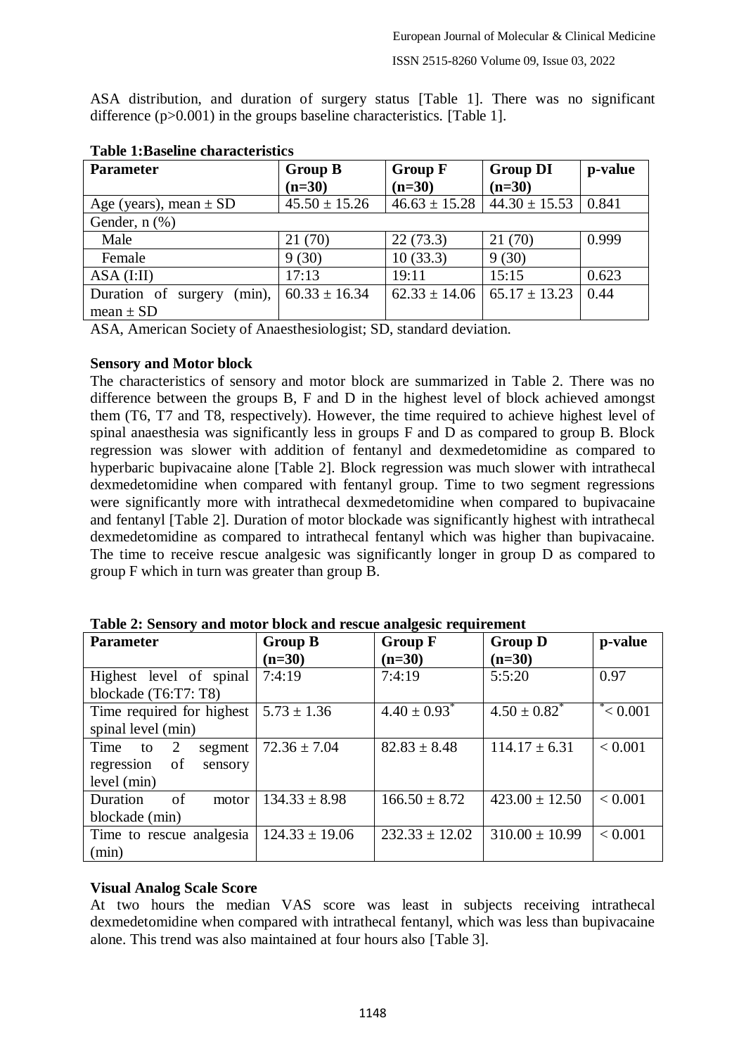ASA distribution, and duration of surgery status [Table 1]. There was no significant difference (p>0.001) in the groups baseline characteristics. [Table 1].

**Table 1:Baseline characteristics**

| Parameter | Group B (n=30) | Group F (n=30) | Group DI (n=30) | p-value |
|---|---|---|---|---|
| Age (years), mean ± SD | 45.50 ± 15.26 | 46.63 ± 15.28 | 44.30 ± 15.53 | 0.841 |
| Gender, n (%) | | | | |
| Male | 21 (70) | 22 (73.3) | 21 (70) | 0.999 |
| Female | 9 (30) | 10 (33.3) | 9 (30) | |
| ASA (I:II) | 17:13 | 19:11 | 15:15 | 0.623 |
| Duration of surgery (min), mean ± SD | 60.33 ± 16.34 | 62.33 ± 14.06 | 65.17 ± 13.23 | 0.44 |

ASA, American Society of Anaesthesiologist; SD, standard deviation.

**Sensory and Motor block**

The characteristics of sensory and motor block are summarized in Table 2. There was no difference between the groups B, F and D in the highest level of block achieved amongst them (T6, T7 and T8, respectively). However, the time required to achieve highest level of spinal anaesthesia was significantly less in groups F and D as compared to group B. Block regression was slower with addition of fentanyl and dexmedetomidine as compared to hyperbaric bupivacaine alone [Table 2]. Block regression was much slower with intrathecal dexmedetomidine when compared with fentanyl group. Time to two segment regressions were significantly more with intrathecal dexmedetomidine when compared to bupivacaine and fentanyl [Table 2]. Duration of motor blockade was significantly highest with intrathecal dexmedetomidine as compared to intrathecal fentanyl which was higher than bupivacaine. The time to receive rescue analgesic was significantly longer in group D as compared to group F which in turn was greater than group B.

**Table 2: Sensory and motor block and rescue analgesic requirement**

| Parameter | Group B (n=30) | Group F (n=30) | Group D (n=30) | p-value |
|---|---|---|---|---|
| Highest level of spinal blockade (T6:T7: T8) | 7:4:19 | 7:4:19 | 5:5:20 | 0.97 |
| Time required for highest spinal level (min) | 5.73 ± 1.36 | 4.40 ± 0.93* | 4.50 ± 0.82* | *< 0.001 |
| Time to 2 segment regression of sensory level (min) | 72.36 ± 7.04 | 82.83 ± 8.48 | 114.17 ± 6.31 | < 0.001 |
| Duration of motor blockade (min) | 134.33 ± 8.98 | 166.50 ± 8.72 | 423.00 ± 12.50 | < 0.001 |
| Time to rescue analgesia (min) | 124.33 ± 19.06 | 232.33 ± 12.02 | 310.00 ± 10.99 | < 0.001 |

**Visual Analog Scale Score**

At two hours the median VAS score was least in subjects receiving intrathecal dexmedetomidine when compared with intrathecal fentanyl, which was less than bupivacaine alone. This trend was also maintained at four hours also [Table 3].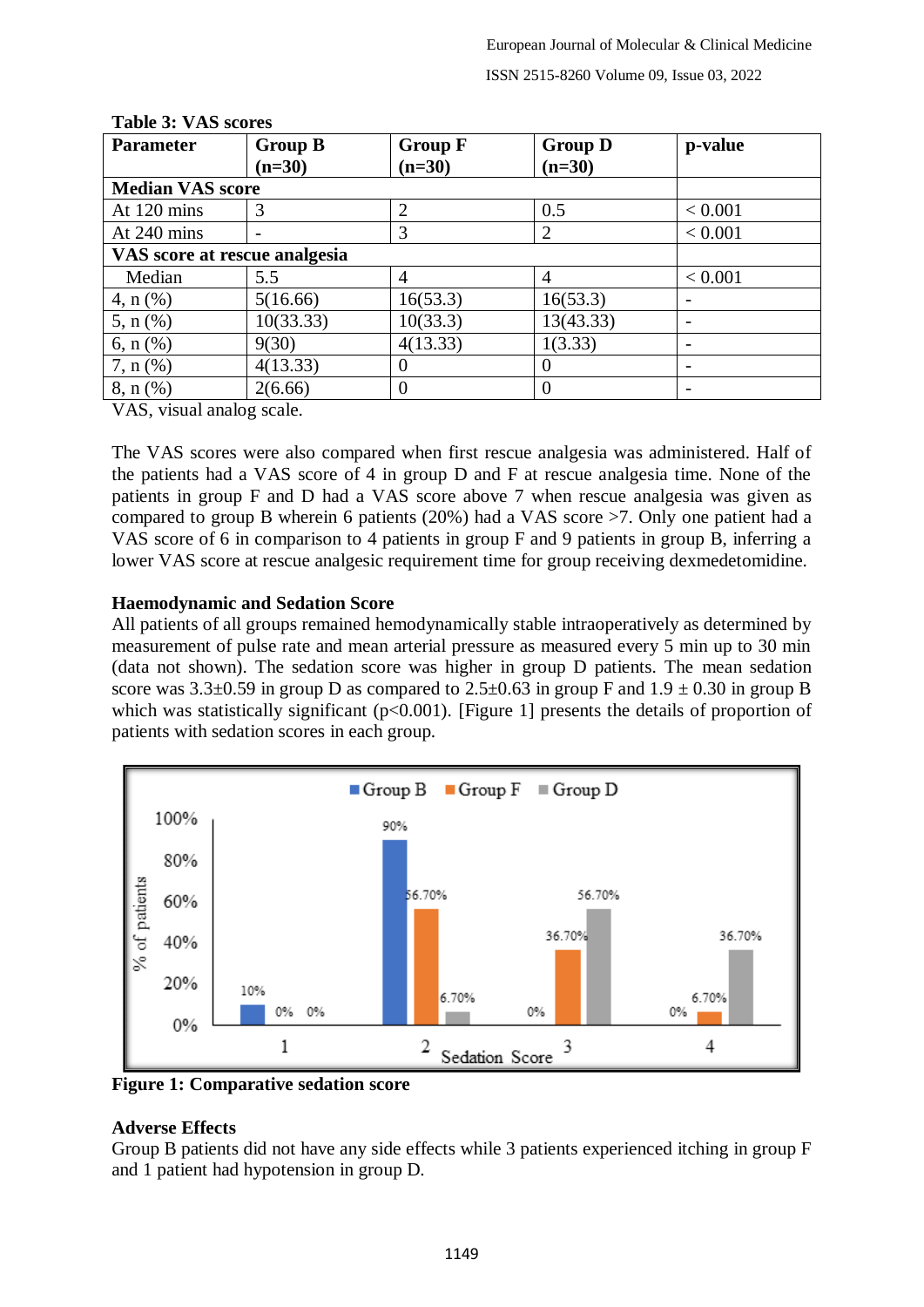**Table 3: VAS scores**

| Parameter | Group B (n=30) | Group F (n=30) | Group D (n=30) | p-value |
|---|---|---|---|---|
| **Median VAS score** | | | | |
| At 120 mins | 3 | 2 | 0.5 | < 0.001 |
| At 240 mins | - | 3 | 2 | < 0.001 |
| **VAS score at rescue analgesia** | | | | |
| Median | 5.5 | 4 | 4 | < 0.001 |
| 4, n (%) | 5(16.66) | 16(53.3) | 16(53.3) | - |
| 5, n (%) | 10(33.33) | 10(33.3) | 13(43.33) | - |
| 6, n (%) | 9(30) | 4(13.33) | 1(3.33) | - |
| 7, n (%) | 4(13.33) | 0 | 0 | - |
| 8, n (%) | 2(6.66) | 0 | 0 | - |

VAS, visual analog scale.

The VAS scores were also compared when first rescue analgesia was administered. Half of the patients had a VAS score of 4 in group D and F at rescue analgesia time. None of the patients in group F and D had a VAS score above 7 when rescue analgesia was given as compared to group B wherein 6 patients (20%) had a VAS score >7. Only one patient had a VAS score of 6 in comparison to 4 patients in group F and 9 patients in group B, inferring a lower VAS score at rescue analgesic requirement time for group receiving dexmedetomidine.

### Haemodynamic and Sedation Score

All patients of all groups remained hemodynamically stable intraoperatively as determined by measurement of pulse rate and mean arterial pressure as measured every 5 min up to 30 min (data not shown). The sedation score was higher in group D patients. The mean sedation score was 3.3±0.59 in group D as compared to 2.5±0.63 in group F and 1.9 ± 0.30 in group B which was statistically significant ($p<0.001$). [Figure 1] presents the details of proportion of patients with sedation scores in each group.

**Figure 1: Comparative sedation score**

### Adverse Effects

Group B patients did not have any side effects while 3 patients experienced itching in group F and 1 patient had hypotension in group D.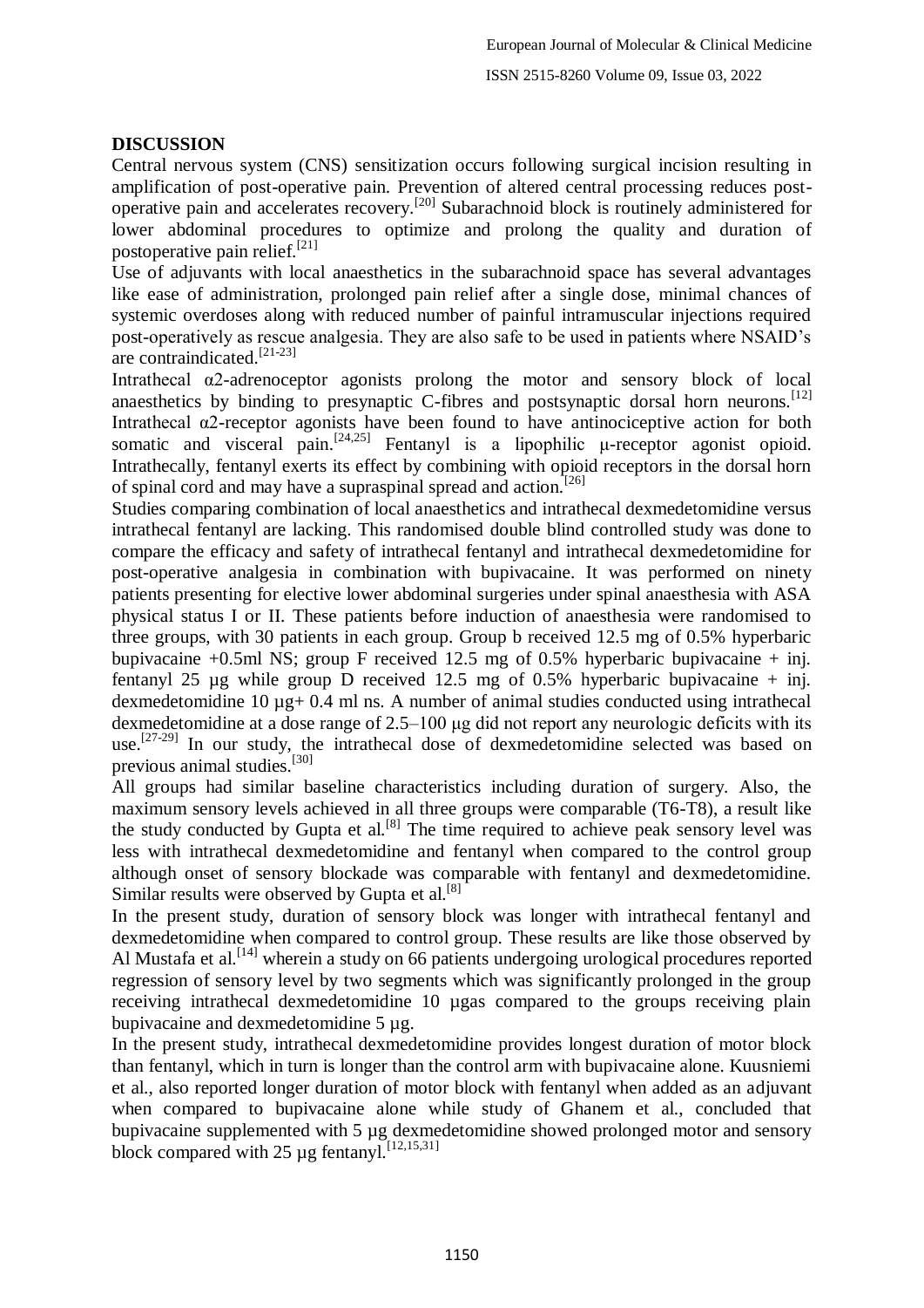## DISCUSSION

Central nervous system (CNS) sensitization occurs following surgical incision resulting in amplification of post-operative pain. Prevention of altered central processing reduces post-operative pain and accelerates recovery.[20] Subarachnoid block is routinely administered for lower abdominal procedures to optimize and prolong the quality and duration of postoperative pain relief.[21]

Use of adjuvants with local anaesthetics in the subarachnoid space has several advantages like ease of administration, prolonged pain relief after a single dose, minimal chances of systemic overdoses along with reduced number of painful intramuscular injections required post-operatively as rescue analgesia. They are also safe to be used in patients where NSAID's are contraindicated.[21-23]

Intrathecal α2-adrenoceptor agonists prolong the motor and sensory block of local anaesthetics by binding to presynaptic C-fibres and postsynaptic dorsal horn neurons.[12] Intrathecal α2-receptor agonists have been found to have antinociceptive action for both somatic and visceral pain.[24,25] Fentanyl is a lipophilic μ-receptor agonist opioid. Intrathecally, fentanyl exerts its effect by combining with opioid receptors in the dorsal horn of spinal cord and may have a supraspinal spread and action.[26]

Studies comparing combination of local anaesthetics and intrathecal dexmedetomidine versus intrathecal fentanyl are lacking. This randomised double blind controlled study was done to compare the efficacy and safety of intrathecal fentanyl and intrathecal dexmedetomidine for post-operative analgesia in combination with bupivacaine. It was performed on ninety patients presenting for elective lower abdominal surgeries under spinal anaesthesia with ASA physical status I or II. These patients before induction of anaesthesia were randomised to three groups, with 30 patients in each group. Group b received 12.5 mg of 0.5% hyperbaric bupivacaine +0.5ml NS; group F received 12.5 mg of 0.5% hyperbaric bupivacaine + inj. fentanyl 25 µg while group D received 12.5 mg of 0.5% hyperbaric bupivacaine + inj. dexmedetomidine 10 µg+ 0.4 ml ns. A number of animal studies conducted using intrathecal dexmedetomidine at a dose range of 2.5–100 μg did not report any neurologic deficits with its use.[27-29] In our study, the intrathecal dose of dexmedetomidine selected was based on previous animal studies.[30]

All groups had similar baseline characteristics including duration of surgery. Also, the maximum sensory levels achieved in all three groups were comparable (T6-T8), a result like the study conducted by Gupta et al.[8] The time required to achieve peak sensory level was less with intrathecal dexmedetomidine and fentanyl when compared to the control group although onset of sensory blockade was comparable with fentanyl and dexmedetomidine. Similar results were observed by Gupta et al.[8]

In the present study, duration of sensory block was longer with intrathecal fentanyl and dexmedetomidine when compared to control group. These results are like those observed by Al Mustafa et al.[14] wherein a study on 66 patients undergoing urological procedures reported regression of sensory level by two segments which was significantly prolonged in the group receiving intrathecal dexmedetomidine 10 µgas compared to the groups receiving plain bupivacaine and dexmedetomidine 5 µg.

In the present study, intrathecal dexmedetomidine provides longest duration of motor block than fentanyl, which in turn is longer than the control arm with bupivacaine alone. Kuusniemi et al., also reported longer duration of motor block with fentanyl when added as an adjuvant when compared to bupivacaine alone while study of Ghanem et al., concluded that bupivacaine supplemented with 5 µg dexmedetomidine showed prolonged motor and sensory block compared with 25 µg fentanyl.[12,15,31]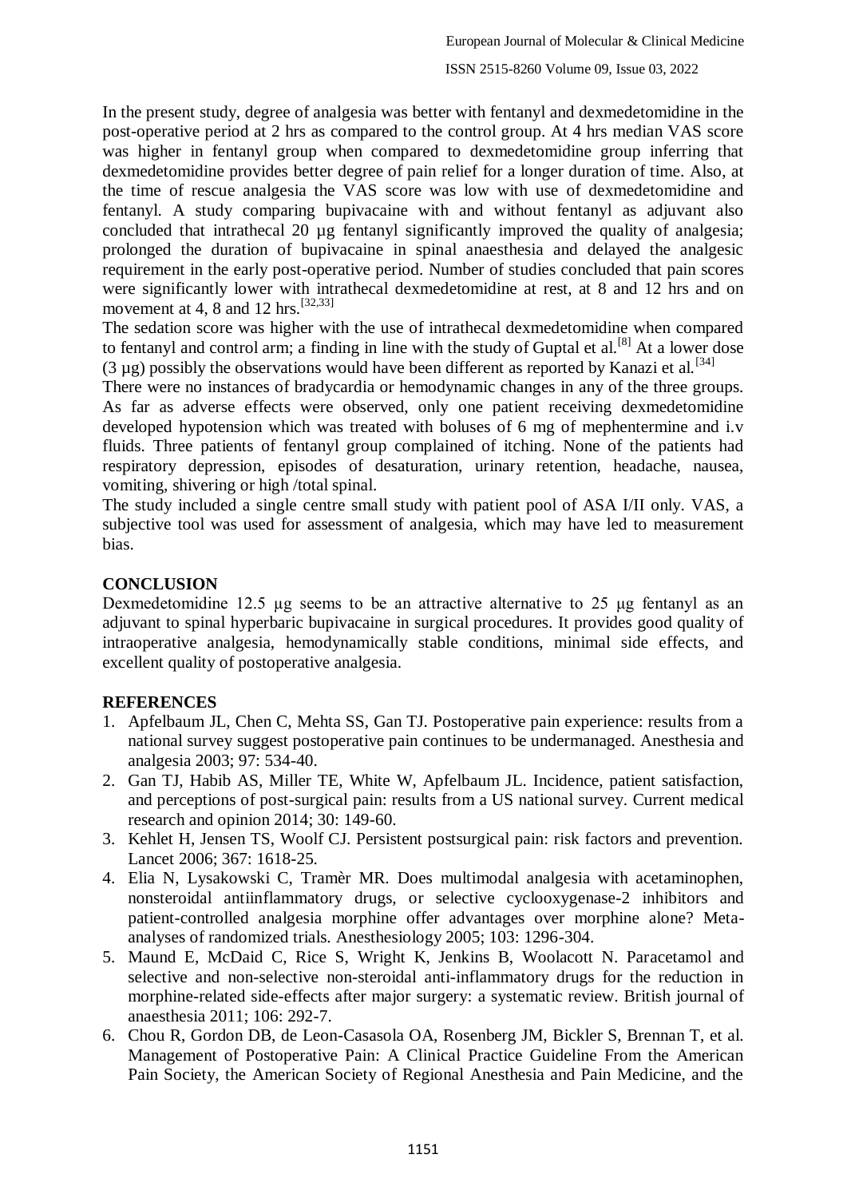In the present study, degree of analgesia was better with fentanyl and dexmedetomidine in the post-operative period at 2 hrs as compared to the control group. At 4 hrs median VAS score was higher in fentanyl group when compared to dexmedetomidine group inferring that dexmedetomidine provides better degree of pain relief for a longer duration of time. Also, at the time of rescue analgesia the VAS score was low with use of dexmedetomidine and fentanyl. A study comparing bupivacaine with and without fentanyl as adjuvant also concluded that intrathecal 20 µg fentanyl significantly improved the quality of analgesia; prolonged the duration of bupivacaine in spinal anaesthesia and delayed the analgesic requirement in the early post-operative period. Number of studies concluded that pain scores were significantly lower with intrathecal dexmedetomidine at rest, at 8 and 12 hrs and on movement at 4, 8 and 12 hrs.[32,33]

The sedation score was higher with the use of intrathecal dexmedetomidine when compared to fentanyl and control arm; a finding in line with the study of Guptal et al.[8] At a lower dose (3 µg) possibly the observations would have been different as reported by Kanazi et al.[34]

There were no instances of bradycardia or hemodynamic changes in any of the three groups. As far as adverse effects were observed, only one patient receiving dexmedetomidine developed hypotension which was treated with boluses of 6 mg of mephentermine and i.v fluids. Three patients of fentanyl group complained of itching. None of the patients had respiratory depression, episodes of desaturation, urinary retention, headache, nausea, vomiting, shivering or high /total spinal.

The study included a single centre small study with patient pool of ASA I/II only. VAS, a subjective tool was used for assessment of analgesia, which may have led to measurement bias.

## CONCLUSION

Dexmedetomidine 12.5 µg seems to be an attractive alternative to 25 µg fentanyl as an adjuvant to spinal hyperbaric bupivacaine in surgical procedures. It provides good quality of intraoperative analgesia, hemodynamically stable conditions, minimal side effects, and excellent quality of postoperative analgesia.

## REFERENCES

1. Apfelbaum JL, Chen C, Mehta SS, Gan TJ. Postoperative pain experience: results from a national survey suggest postoperative pain continues to be undermanaged. Anesthesia and analgesia 2003; 97: 534-40.
2. Gan TJ, Habib AS, Miller TE, White W, Apfelbaum JL. Incidence, patient satisfaction, and perceptions of post-surgical pain: results from a US national survey. Current medical research and opinion 2014; 30: 149-60.
3. Kehlet H, Jensen TS, Woolf CJ. Persistent postsurgical pain: risk factors and prevention. Lancet 2006; 367: 1618-25.
4. Elia N, Lysakowski C, Tramèr MR. Does multimodal analgesia with acetaminophen, nonsteroidal antiinflammatory drugs, or selective cyclooxygenase-2 inhibitors and patient-controlled analgesia morphine offer advantages over morphine alone? Meta-analyses of randomized trials. Anesthesiology 2005; 103: 1296-304.
5. Maund E, McDaid C, Rice S, Wright K, Jenkins B, Woolacott N. Paracetamol and selective and non-selective non-steroidal anti-inflammatory drugs for the reduction in morphine-related side-effects after major surgery: a systematic review. British journal of anaesthesia 2011; 106: 292-7.
6. Chou R, Gordon DB, de Leon-Casasola OA, Rosenberg JM, Bickler S, Brennan T, et al. Management of Postoperative Pain: A Clinical Practice Guideline From the American Pain Society, the American Society of Regional Anesthesia and Pain Medicine, and the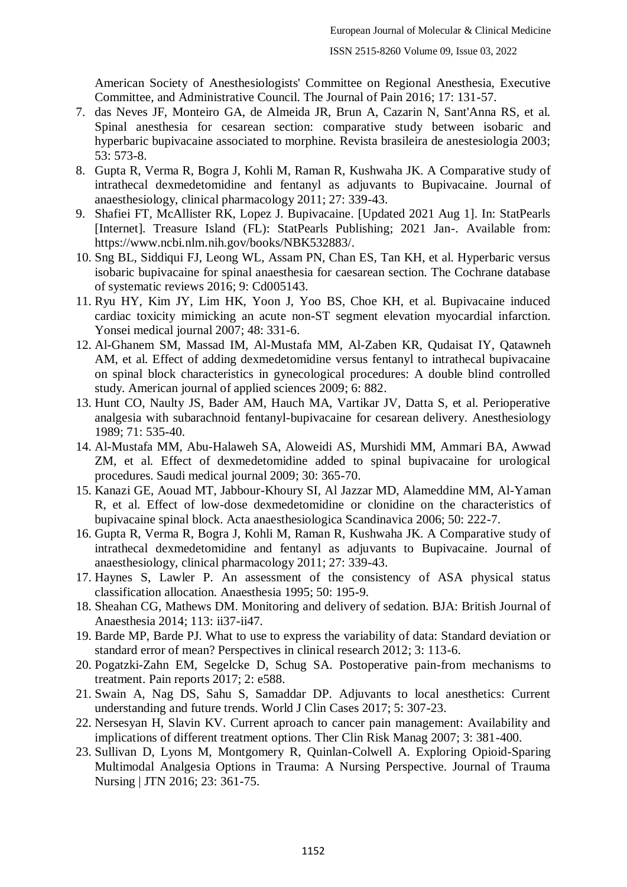American Society of Anesthesiologists' Committee on Regional Anesthesia, Executive Committee, and Administrative Council. The Journal of Pain 2016; 17: 131-57.

7. das Neves JF, Monteiro GA, de Almeida JR, Brun A, Cazarin N, Sant'Anna RS, et al. Spinal anesthesia for cesarean section: comparative study between isobaric and hyperbaric bupivacaine associated to morphine. Revista brasileira de anestesiologia 2003; 53: 573-8.
8. Gupta R, Verma R, Bogra J, Kohli M, Raman R, Kushwaha JK. A Comparative study of intrathecal dexmedetomidine and fentanyl as adjuvants to Bupivacaine. Journal of anaesthesiology, clinical pharmacology 2011; 27: 339-43.
9. Shafiei FT, McAllister RK, Lopez J. Bupivacaine. [Updated 2021 Aug 1]. In: StatPearls [Internet]. Treasure Island (FL): StatPearls Publishing; 2021 Jan-. Available from: https://www.ncbi.nlm.nih.gov/books/NBK532883/.
10. Sng BL, Siddiqui FJ, Leong WL, Assam PN, Chan ES, Tan KH, et al. Hyperbaric versus isobaric bupivacaine for spinal anaesthesia for caesarean section. The Cochrane database of systematic reviews 2016; 9: Cd005143.
11. Ryu HY, Kim JY, Lim HK, Yoon J, Yoo BS, Choe KH, et al. Bupivacaine induced cardiac toxicity mimicking an acute non-ST segment elevation myocardial infarction. Yonsei medical journal 2007; 48: 331-6.
12. Al-Ghanem SM, Massad IM, Al-Mustafa MM, Al-Zaben KR, Qudaisat IY, Qatawneh AM, et al. Effect of adding dexmedetomidine versus fentanyl to intrathecal bupivacaine on spinal block characteristics in gynecological procedures: A double blind controlled study. American journal of applied sciences 2009; 6: 882.
13. Hunt CO, Naulty JS, Bader AM, Hauch MA, Vartikar JV, Datta S, et al. Perioperative analgesia with subarachnoid fentanyl-bupivacaine for cesarean delivery. Anesthesiology 1989; 71: 535-40.
14. Al-Mustafa MM, Abu-Halaweh SA, Aloweidi AS, Murshidi MM, Ammari BA, Awwad ZM, et al. Effect of dexmedetomidine added to spinal bupivacaine for urological procedures. Saudi medical journal 2009; 30: 365-70.
15. Kanazi GE, Aouad MT, Jabbour-Khoury SI, Al Jazzar MD, Alameddine MM, Al-Yaman R, et al. Effect of low-dose dexmedetomidine or clonidine on the characteristics of bupivacaine spinal block. Acta anaesthesiologica Scandinavica 2006; 50: 222-7.
16. Gupta R, Verma R, Bogra J, Kohli M, Raman R, Kushwaha JK. A Comparative study of intrathecal dexmedetomidine and fentanyl as adjuvants to Bupivacaine. Journal of anaesthesiology, clinical pharmacology 2011; 27: 339-43.
17. Haynes S, Lawler P. An assessment of the consistency of ASA physical status classification allocation. Anaesthesia 1995; 50: 195-9.
18. Sheahan CG, Mathews DM. Monitoring and delivery of sedation. BJA: British Journal of Anaesthesia 2014; 113: ii37-ii47.
19. Barde MP, Barde PJ. What to use to express the variability of data: Standard deviation or standard error of mean? Perspectives in clinical research 2012; 3: 113-6.
20. Pogatzki-Zahn EM, Segelcke D, Schug SA. Postoperative pain-from mechanisms to treatment. Pain reports 2017; 2: e588.
21. Swain A, Nag DS, Sahu S, Samaddar DP. Adjuvants to local anesthetics: Current understanding and future trends. World J Clin Cases 2017; 5: 307-23.
22. Nersesyan H, Slavin KV. Current aproach to cancer pain management: Availability and implications of different treatment options. Ther Clin Risk Manag 2007; 3: 381-400.
23. Sullivan D, Lyons M, Montgomery R, Quinlan-Colwell A. Exploring Opioid-Sparing Multimodal Analgesia Options in Trauma: A Nursing Perspective. Journal of Trauma Nursing | JTN 2016; 23: 361-75.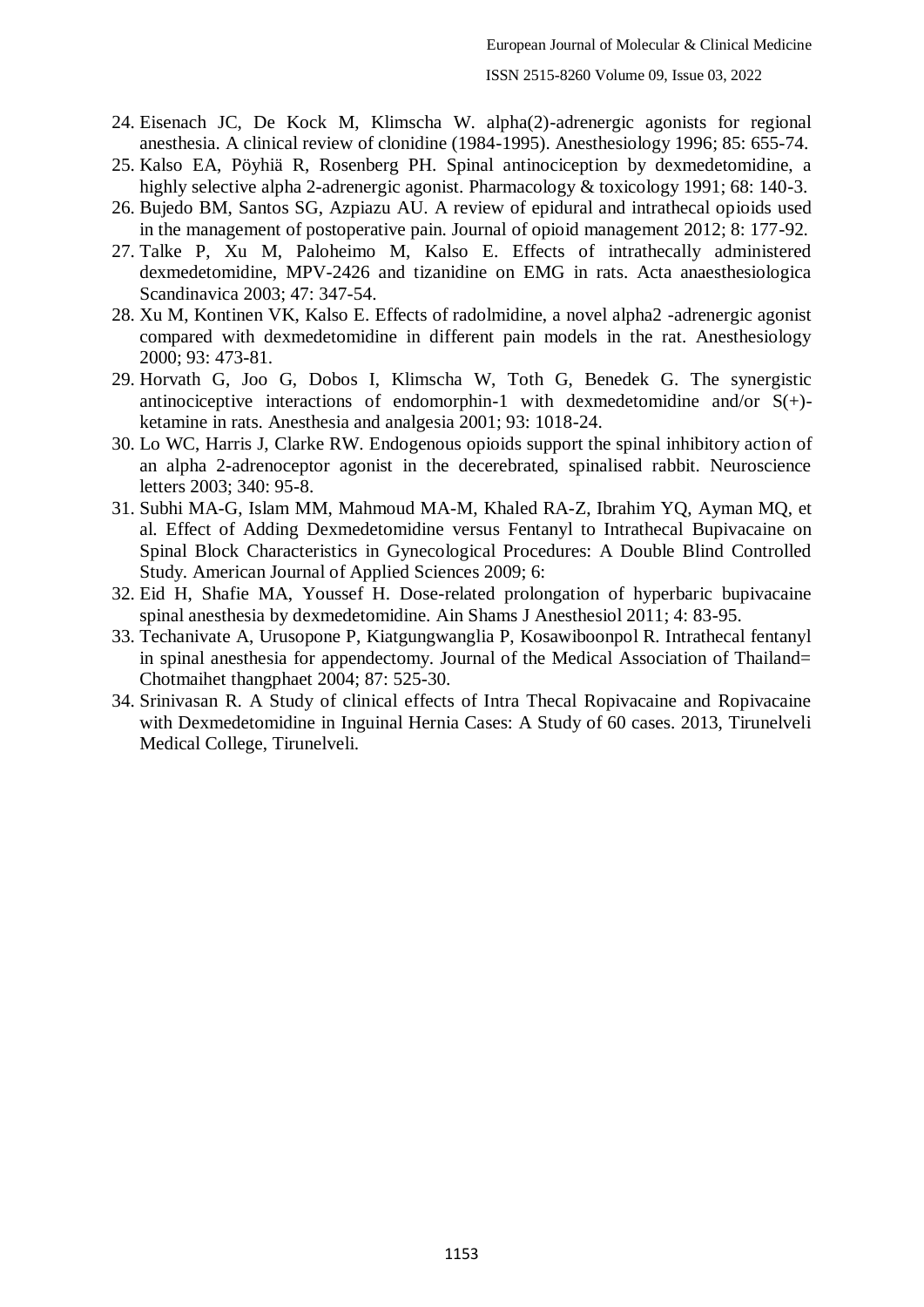24. Eisenach JC, De Kock M, Klimscha W. alpha(2)-adrenergic agonists for regional anesthesia. A clinical review of clonidine (1984-1995). Anesthesiology 1996; 85: 655-74.
25. Kalso EA, Pöyhiä R, Rosenberg PH. Spinal antinociception by dexmedetomidine, a highly selective alpha 2-adrenergic agonist. Pharmacology & toxicology 1991; 68: 140-3.
26. Bujedo BM, Santos SG, Azpiazu AU. A review of epidural and intrathecal opioids used in the management of postoperative pain. Journal of opioid management 2012; 8: 177-92.
27. Talke P, Xu M, Paloheimo M, Kalso E. Effects of intrathecally administered dexmedetomidine, MPV-2426 and tizanidine on EMG in rats. Acta anaesthesiologica Scandinavica 2003; 47: 347-54.
28. Xu M, Kontinen VK, Kalso E. Effects of radolmidine, a novel alpha2 -adrenergic agonist compared with dexmedetomidine in different pain models in the rat. Anesthesiology 2000; 93: 473-81.
29. Horvath G, Joo G, Dobos I, Klimscha W, Toth G, Benedek G. The synergistic antinociceptive interactions of endomorphin-1 with dexmedetomidine and/or S(+)-ketamine in rats. Anesthesia and analgesia 2001; 93: 1018-24.
30. Lo WC, Harris J, Clarke RW. Endogenous opioids support the spinal inhibitory action of an alpha 2-adrenoceptor agonist in the decerebrated, spinalised rabbit. Neuroscience letters 2003; 340: 95-8.
31. Subhi MA-G, Islam MM, Mahmoud MA-M, Khaled RA-Z, Ibrahim YQ, Ayman MQ, et al. Effect of Adding Dexmedetomidine versus Fentanyl to Intrathecal Bupivacaine on Spinal Block Characteristics in Gynecological Procedures: A Double Blind Controlled Study. American Journal of Applied Sciences 2009; 6:
32. Eid H, Shafie MA, Youssef H. Dose-related prolongation of hyperbaric bupivacaine spinal anesthesia by dexmedetomidine. Ain Shams J Anesthesiol 2011; 4: 83-95.
33. Techanivate A, Urusopone P, Kiatgungwanglia P, Kosawiboonpol R. Intrathecal fentanyl in spinal anesthesia for appendectomy. Journal of the Medical Association of Thailand= Chotmaihet thangphaet 2004; 87: 525-30.
34. Srinivasan R. A Study of clinical effects of Intra Thecal Ropivacaine and Ropivacaine with Dexmedetomidine in Inguinal Hernia Cases: A Study of 60 cases. 2013, Tirunelveli Medical College, Tirunelveli.